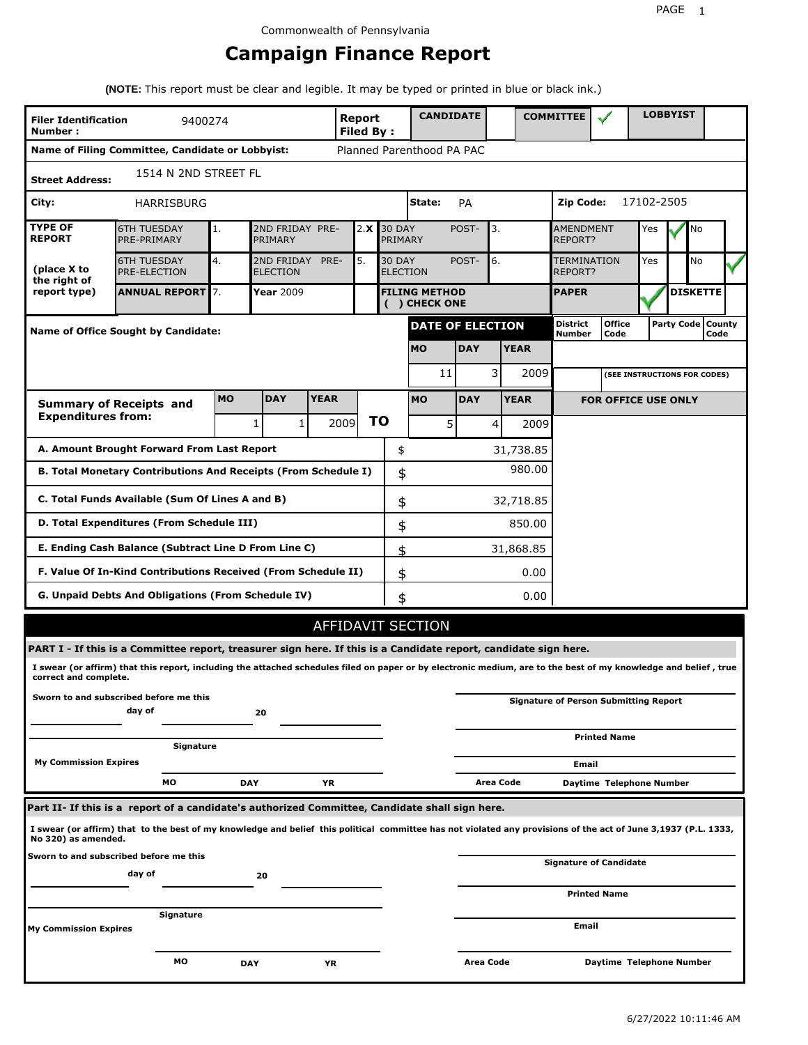Commonwealth of Pennsylvania

# Campaign Finance Report

**(NOTE:** This report must be clear and legible. It may be typed or printed in blue or black ink.)

| **Filer Identification Number :** | 9400274 | **Report Filed By :** | **CANDIDATE** | | **COMMITTEE** | ✓ | **LOBBYIST** | |
|---|---|---|---|---|---|---|---|---|

**Name of Filing Committee, Candidate or Lobbyist:** Planned Parenthood PA PAC

**Street Address:** 1514 N 2ND STREET FL

**City:** HARRISBURG **State:** PA **Zip Code:** 17102-2505

| **TYPE OF REPORT** (place X to the right of report type) | | | | | | | | |
|---|---|---|---|---|---|---|---|---|
| 6TH TUESDAY PRE-PRIMARY | 1. | 2ND FRIDAY PRE-PRIMARY | 2. **X** | 30 DAY POST-PRIMARY | 3. | AMENDMENT REPORT? | Yes ✓ | No |
| 6TH TUESDAY PRE-ELECTION | 4. | 2ND FRIDAY PRE-ELECTION | 5. | 30 DAY POST-ELECTION | 6. | TERMINATION REPORT? | Yes | No ✓ |
| **ANNUAL REPORT** | 7. | **Year** 2009 | | **FILING METHOD ( ) CHECK ONE** | | **PAPER** ✓ | | **DISKETTE** |

**Name of Office Sought by Candidate:**

| **DATE OF ELECTION** | | | **District Number** | **Office Code** | **Party Code** | **County Code** |
|---|---|---|---|---|---|---|
| **MO** | **DAY** | **YEAR** | | | | |
| 11 | 3 | 2009 | | (SEE INSTRUCTIONS FOR CODES) | | |

| **Summary of Receipts and Expenditures from:** | **MO** | **DAY** | **YEAR** | | **MO** | **DAY** | **YEAR** |
|---|---|---|---|---|---|---|---|
| | 1 | 1 | 2009 | **TO** | 5 | 4 | 2009 |

| | | |
|---|---|---|
| **A. Amount Brought Forward From Last Report** | $ | 31,738.85 |
| **B. Total Monetary Contributions And Receipts (From Schedule I)** | $ | 980.00 |
| **C. Total Funds Available (Sum Of Lines A and B)** | $ | 32,718.85 |
| **D. Total Expenditures (From Schedule III)** | $ | 850.00 |
| **E. Ending Cash Balance (Subtract Line D From Line C)** | $ | 31,868.85 |
| **F. Value Of In-Kind Contributions Received (From Schedule II)** | $ | 0.00 |
| **G. Unpaid Debts And Obligations (From Schedule IV)** | $ | 0.00 |

**FOR OFFICE USE ONLY**

## AFFIDAVIT SECTION

**PART I - If this is a Committee report, treasurer sign here. If this is a Candidate report, candidate sign here.**

**I swear (or affirm) that this report, including the attached schedules filed on paper or by electronic medium, are to the best of my knowledge and belief , true correct and complete.**

**Sworn to and subscribed before me this** ______ **day of** ______ **20** ______

**Signature**

**My Commission Expires** **MO** **DAY** **YR**

**Signature of Person Submitting Report**

**Printed Name**

**Email**

**Area Code** **Daytime Telephone Number**

**Part II- If this is a report of a candidate's authorized Committee, Candidate shall sign here.**

**I swear (or affirm) that to the best of my knowledge and belief this political committee has not violated any provisions of the act of June 3,1937 (P.L. 1333, No 320) as amended.**

**Sworn to and subscribed before me this** ______ **day of** ______ **20** ______

**Signature**

**My Commission Expires** **MO** **DAY** **YR**

**Signature of Candidate**

**Printed Name**

**Email**

**Area Code** **Daytime Telephone Number**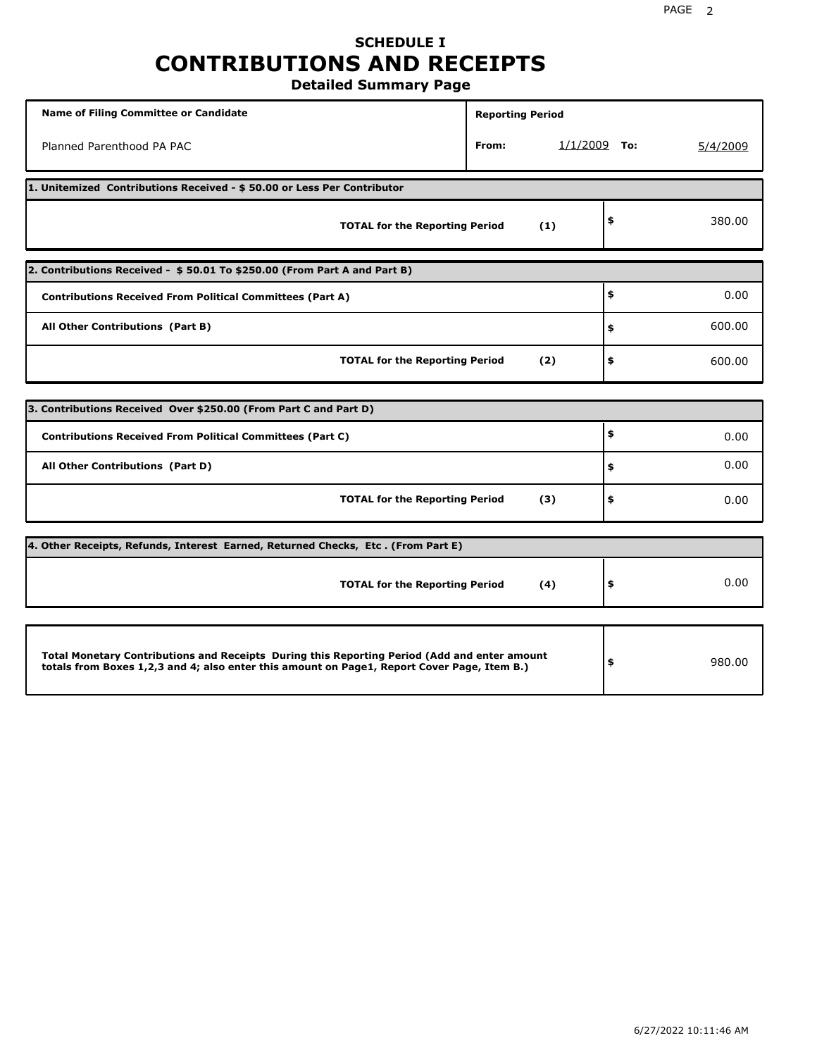# SCHEDULE I
# CONTRIBUTIONS AND RECEIPTS
## Detailed Summary Page

| Name of Filing Committee or Candidate | Reporting Period | | | |
|---|---|---|---|---|
| Planned Parenthood PA PAC | From: | 1/1/2009 | To: | 5/4/2009 |

**1. Unitemized Contributions Received - $ 50.00 or Less Per Contributor**

| | | |
|---|---|---|
| **TOTAL for the Reporting Period** | **(1)** | **$** 380.00 |

**2. Contributions Received - $ 50.01 To $250.00 (From Part A and Part B)**

| | | |
|---|---|---|
| **Contributions Received From Political Committees (Part A)** | | **$** 0.00 |
| **All Other Contributions (Part B)** | | **$** 600.00 |
| **TOTAL for the Reporting Period** | **(2)** | **$** 600.00 |

**3. Contributions Received Over $250.00 (From Part C and Part D)**

| | | |
|---|---|---|
| **Contributions Received From Political Committees (Part C)** | | **$** 0.00 |
| **All Other Contributions (Part D)** | | **$** 0.00 |
| **TOTAL for the Reporting Period** | **(3)** | **$** 0.00 |

**4. Other Receipts, Refunds, Interest Earned, Returned Checks, Etc . (From Part E)**

| | | |
|---|---|---|
| **TOTAL for the Reporting Period** | **(4)** | **$** 0.00 |

| | |
|---|---|
| **Total Monetary Contributions and Receipts During this Reporting Period (Add and enter amount totals from Boxes 1,2,3 and 4; also enter this amount on Page1, Report Cover Page, Item B.)** | **$** 980.00 |

6/27/2022 10:11:46 AM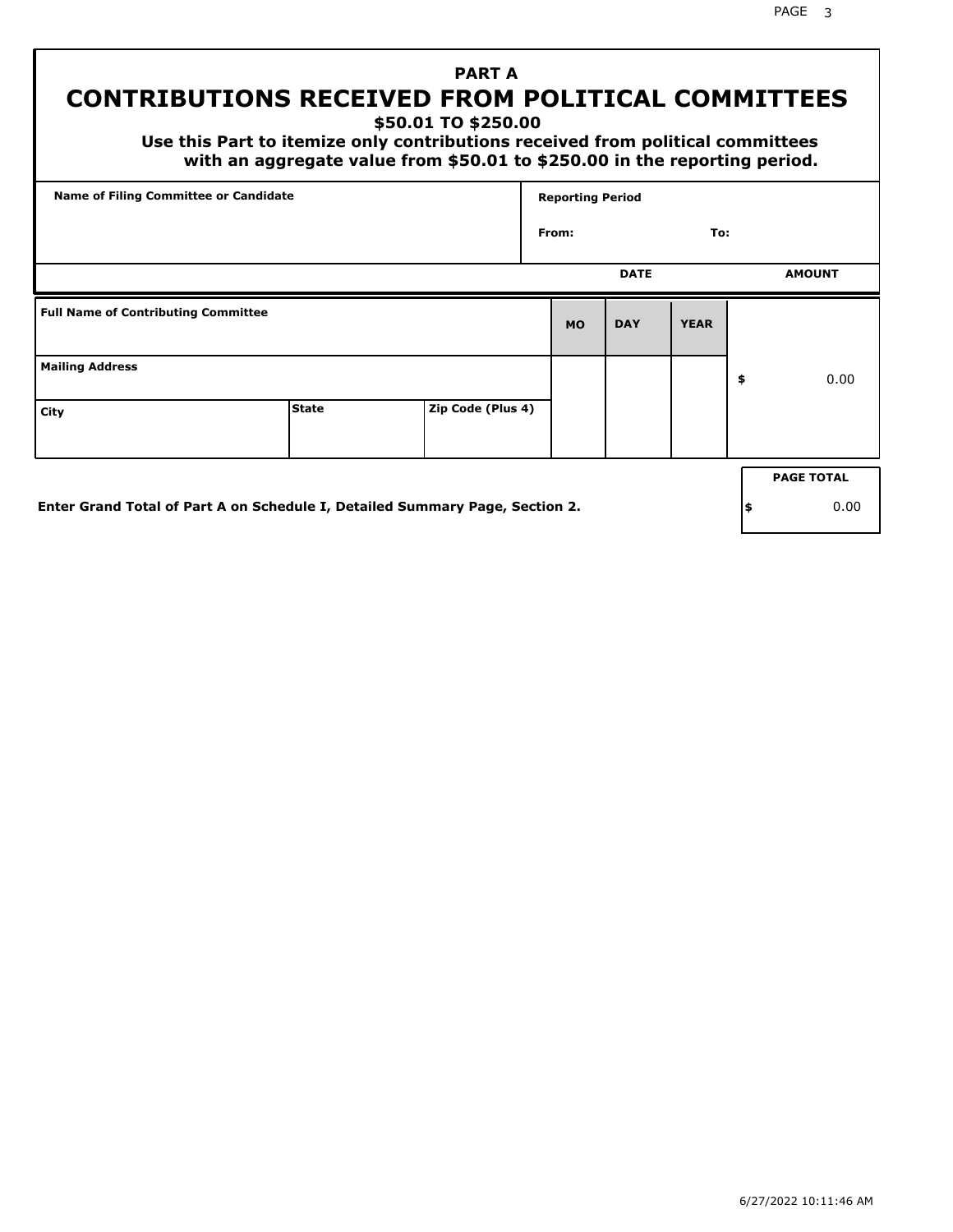# PART A

## CONTRIBUTIONS RECEIVED FROM POLITICAL COMMITTEES

### $50.01 TO $250.00

**Use this Part to itemize only contributions received from political committees with an aggregate value from $50.01 to $250.00 in the reporting period.**

| Name of Filing Committee or Candidate | Reporting Period |
|---|---|
| | From: To: |

| Full Name of Contributing Committee | | | DATE MO | DATE DAY | DATE YEAR | AMOUNT |
|---|---|---|---|---|---|---|
| Mailing Address | | | | | | $ 0.00 |
| City | State | Zip Code (Plus 4) | | | | |

**Enter Grand Total of Part A on Schedule I, Detailed Summary Page, Section 2.**

| PAGE TOTAL |
|---|
| $ 0.00 |

6/27/2022 10:11:46 AM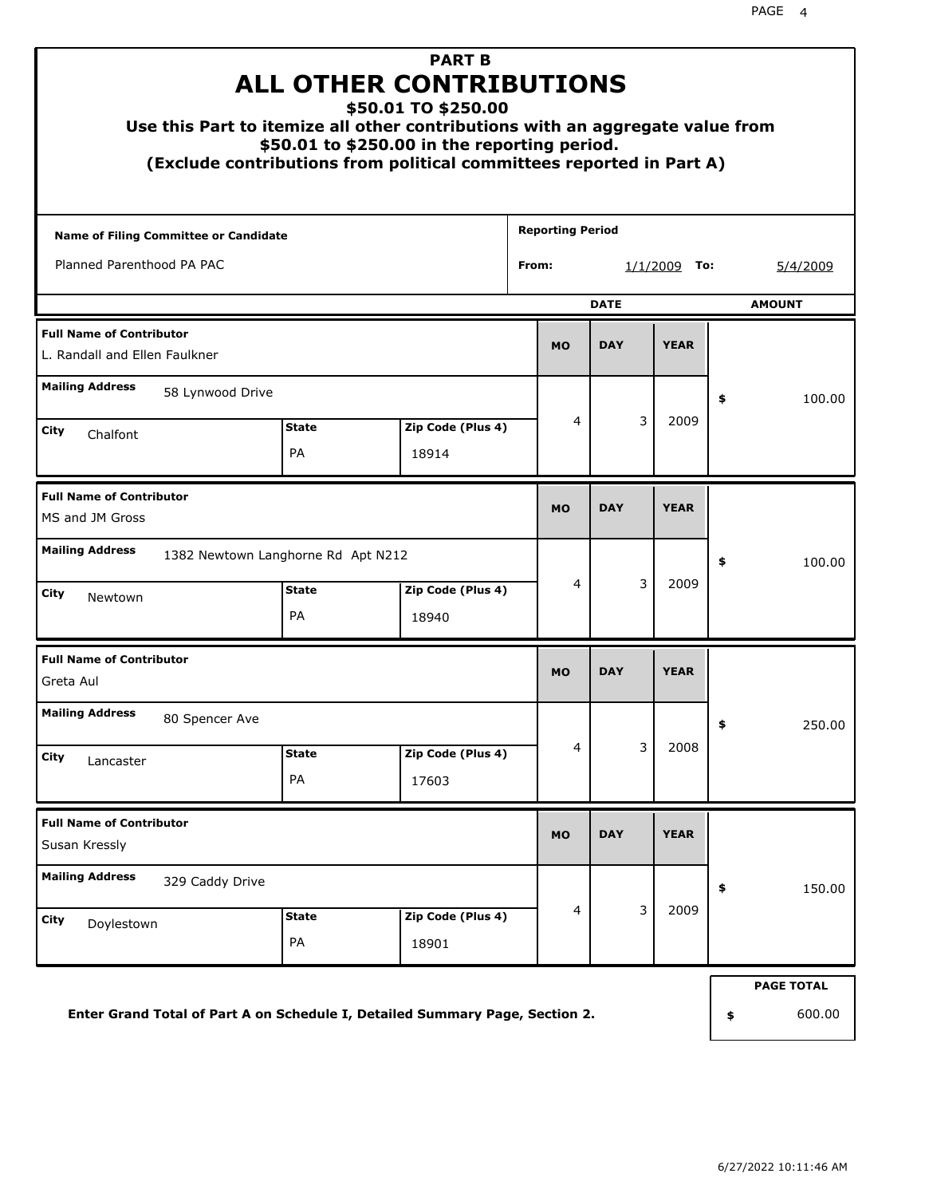# PART B
# ALL OTHER CONTRIBUTIONS
### $50.01 TO $250.00

**Use this Part to itemize all other contributions with an aggregate value from $50.01 to $250.00 in the reporting period.**
**(Exclude contributions from political committees reported in Part A)**

| Name of Filing Committee or Candidate | Reporting Period |
|---|---|
| Planned Parenthood PA PAC | From: 1/1/2009 To: 5/4/2009 |

| Full Name of Contributor | Mailing Address | City | State | Zip Code (Plus 4) | MO | DAY | YEAR | AMOUNT |
|---|---|---|---|---|---|---|---|---|
| L. Randall and Ellen Faulkner | 58 Lynwood Drive | Chalfont | PA | 18914 | 4 | 3 | 2009 | $ 100.00 |
| MS and JM Gross | 1382 Newtown Langhorne Rd Apt N212 | Newtown | PA | 18940 | 4 | 3 | 2009 | $ 100.00 |
| Greta Aul | 80 Spencer Ave | Lancaster | PA | 17603 | 4 | 3 | 2008 | $ 250.00 |
| Susan Kressly | 329 Caddy Drive | Doylestown | PA | 18901 | 4 | 3 | 2009 | $ 150.00 |

**Enter Grand Total of Part A on Schedule I, Detailed Summary Page, Section 2.**

**PAGE TOTAL** $ 600.00

6/27/2022 10:11:46 AM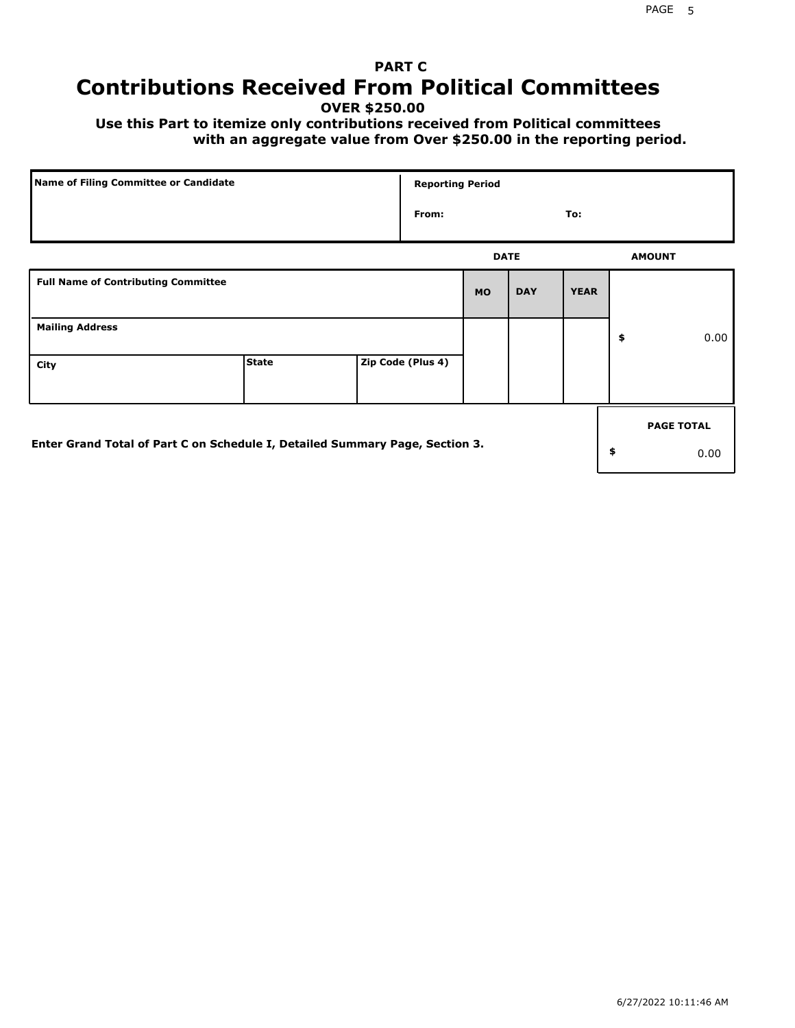# PART C

# Contributions Received From Political Committees

**OVER $250.00**

**Use this Part to itemize only contributions received from Political committees with an aggregate value from Over $250.00 in the reporting period.**

| Name of Filing Committee or Candidate | Reporting Period |
|---|---|
| | From: To: |

| Full Name of Contributing Committee | | | DATE MO | DAY | YEAR | AMOUNT |
|---|---|---|---|---|---|---|
| Mailing Address | | | | | | $ 0.00 |
| City | State | Zip Code (Plus 4) | | | | |

**Enter Grand Total of Part C on Schedule I, Detailed Summary Page, Section 3.**

| PAGE TOTAL |
|---|
| $ 0.00 |

6/27/2022 10:11:46 AM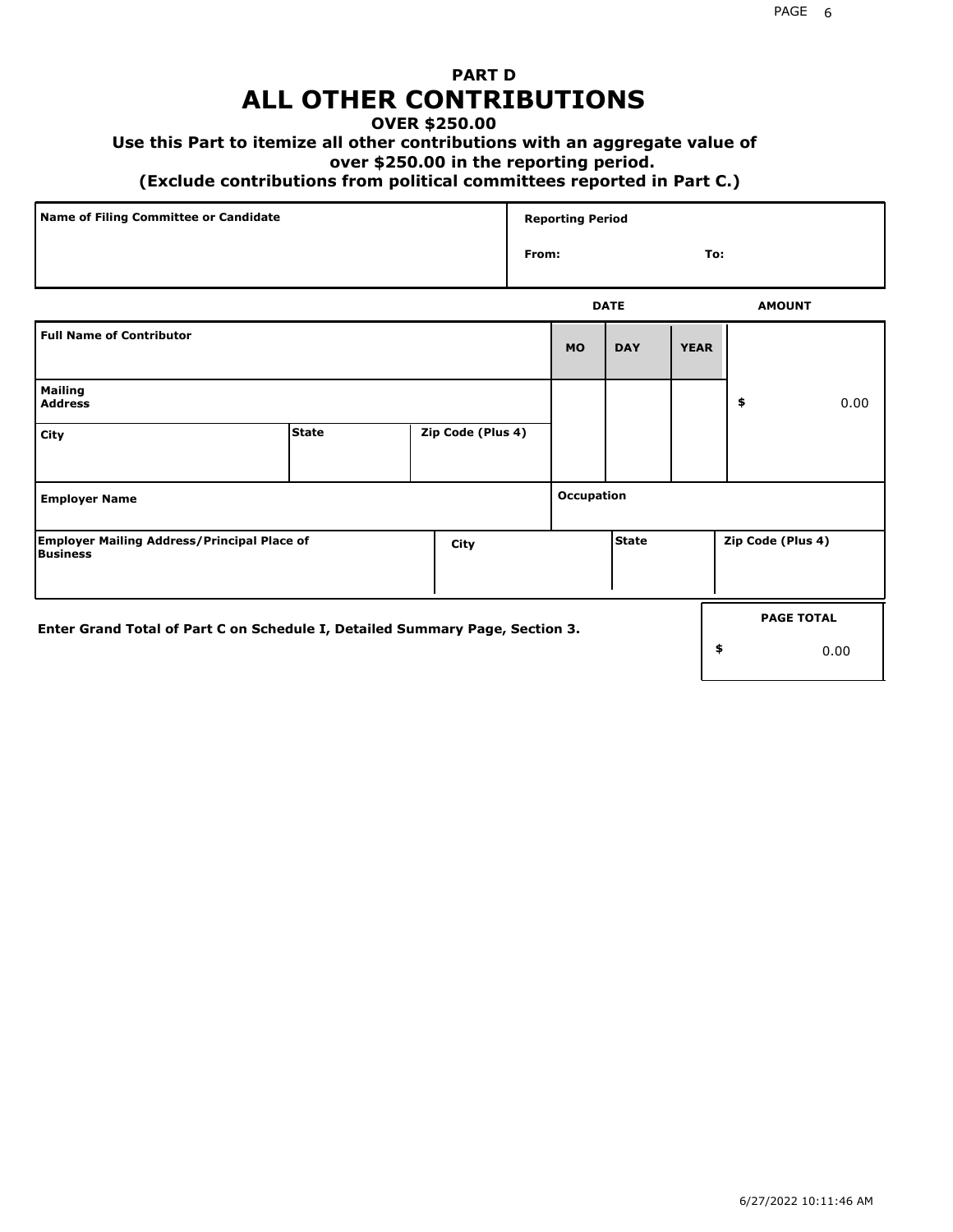# PART D
# ALL OTHER CONTRIBUTIONS

**OVER $250.00**

**Use this Part to itemize all other contributions with an aggregate value of over $250.00 in the reporting period.**

**(Exclude contributions from political committees reported in Part C.)**

| Name of Filing Committee or Candidate | Reporting Period |
|---|---|
| | From: To: |

| Full Name of Contributor | | | DATE MO | DAY | YEAR | AMOUNT |
|---|---|---|---|---|---|---|
| Mailing Address | | | | | | $ 0.00 |
| City | State | Zip Code (Plus 4) | | | | |
| Employer Name | | | Occupation | | | |
| Employer Mailing Address/Principal Place of Business | City | | State | | Zip Code (Plus 4) | |

Enter Grand Total of Part C on Schedule I, Detailed Summary Page, Section 3.

| PAGE TOTAL |
|---|
| $ 0.00 |

6/27/2022 10:11:46 AM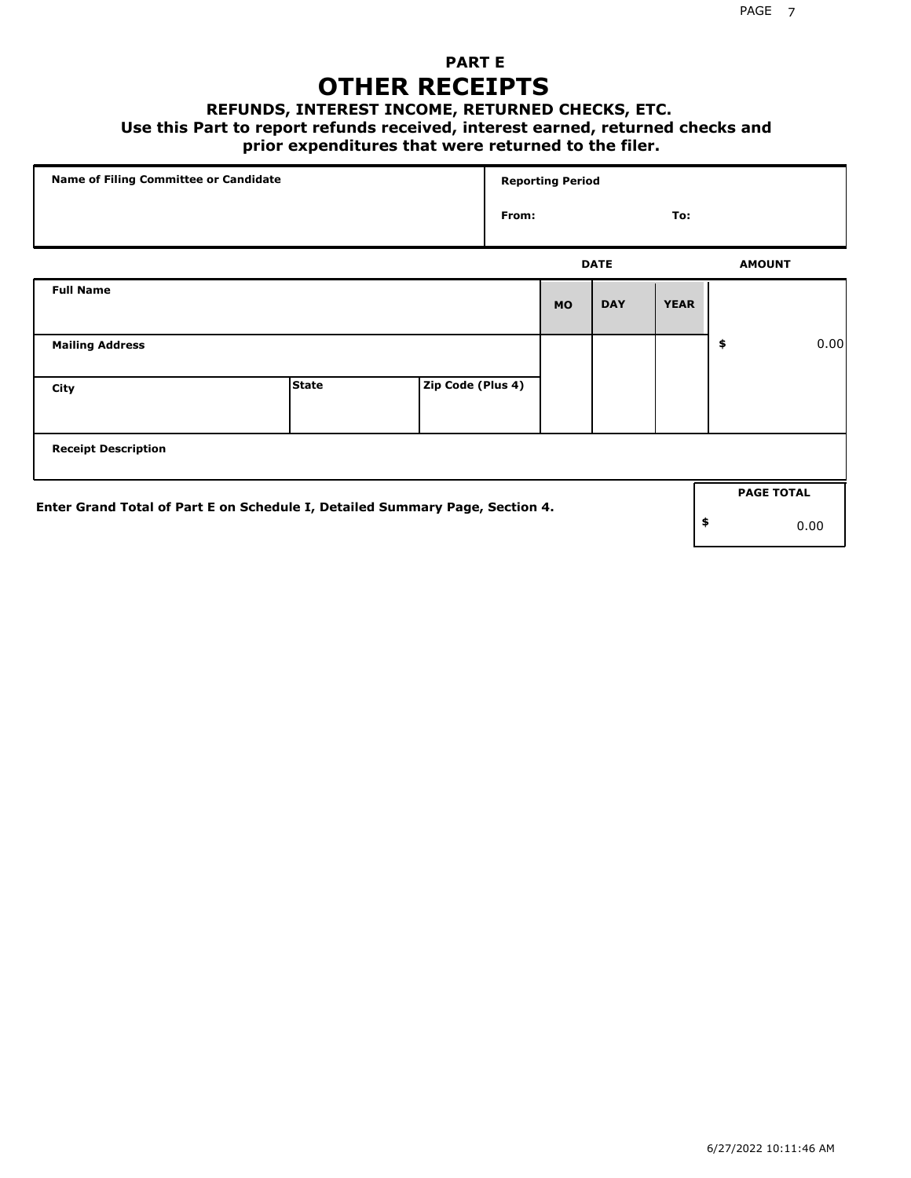# PART E
# OTHER RECEIPTS

### REFUNDS, INTEREST INCOME, RETURNED CHECKS, ETC.

**Use this Part to report refunds received, interest earned, returned checks and prior expenditures that were returned to the filer.**

| Name of Filing Committee or Candidate | Reporting Period |
|---|---|
| | From: To: |

| Full Name | | | DATE MO | DAY | YEAR | AMOUNT |
|---|---|---|---|---|---|---|
| Mailing Address | | | | | | $ 0.00 |
| City | State | Zip Code (Plus 4) | | | | |
| Receipt Description | | | | | | |

**Enter Grand Total of Part E on Schedule I, Detailed Summary Page, Section 4.**

| PAGE TOTAL |
|---|
| $ 0.00 |

6/27/2022 10:11:46 AM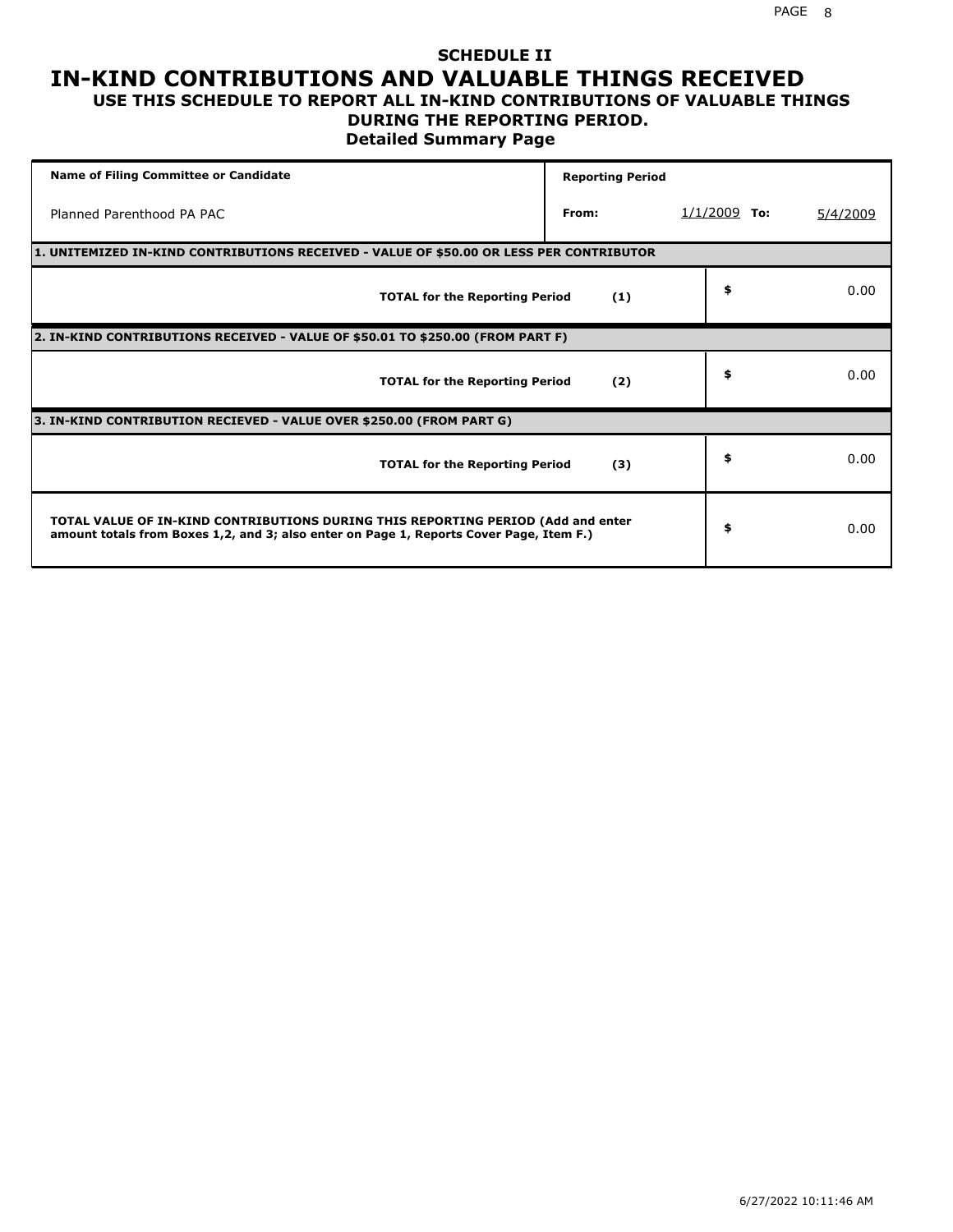# SCHEDULE II

## IN-KIND CONTRIBUTIONS AND VALUABLE THINGS RECEIVED

### USE THIS SCHEDULE TO REPORT ALL IN-KIND CONTRIBUTIONS OF VALUABLE THINGS DURING THE REPORTING PERIOD.

### Detailed Summary Page

| Name of Filing Committee or Candidate | Reporting Period | | | |
|---|---|---|---|---|
| Planned Parenthood PA PAC | From: | 1/1/2009 | To: | 5/4/2009 |

**1. UNITEMIZED IN-KIND CONTRIBUTIONS RECEIVED - VALUE OF $50.00 OR LESS PER CONTRIBUTOR**

| | | |
|---|---|---|
| **TOTAL for the Reporting Period** **(1)** | $ | 0.00 |

**2. IN-KIND CONTRIBUTIONS RECEIVED - VALUE OF $50.01 TO $250.00 (FROM PART F)**

| | | |
|---|---|---|
| **TOTAL for the Reporting Period** **(2)** | $ | 0.00 |

**3. IN-KIND CONTRIBUTION RECIEVED - VALUE OVER $250.00 (FROM PART G)**

| | | |
|---|---|---|
| **TOTAL for the Reporting Period** **(3)** | $ | 0.00 |
| **TOTAL VALUE OF IN-KIND CONTRIBUTIONS DURING THIS REPORTING PERIOD (Add and enter amount totals from Boxes 1,2, and 3; also enter on Page 1, Reports Cover Page, Item F.)** | $ | 0.00 |

6/27/2022 10:11:46 AM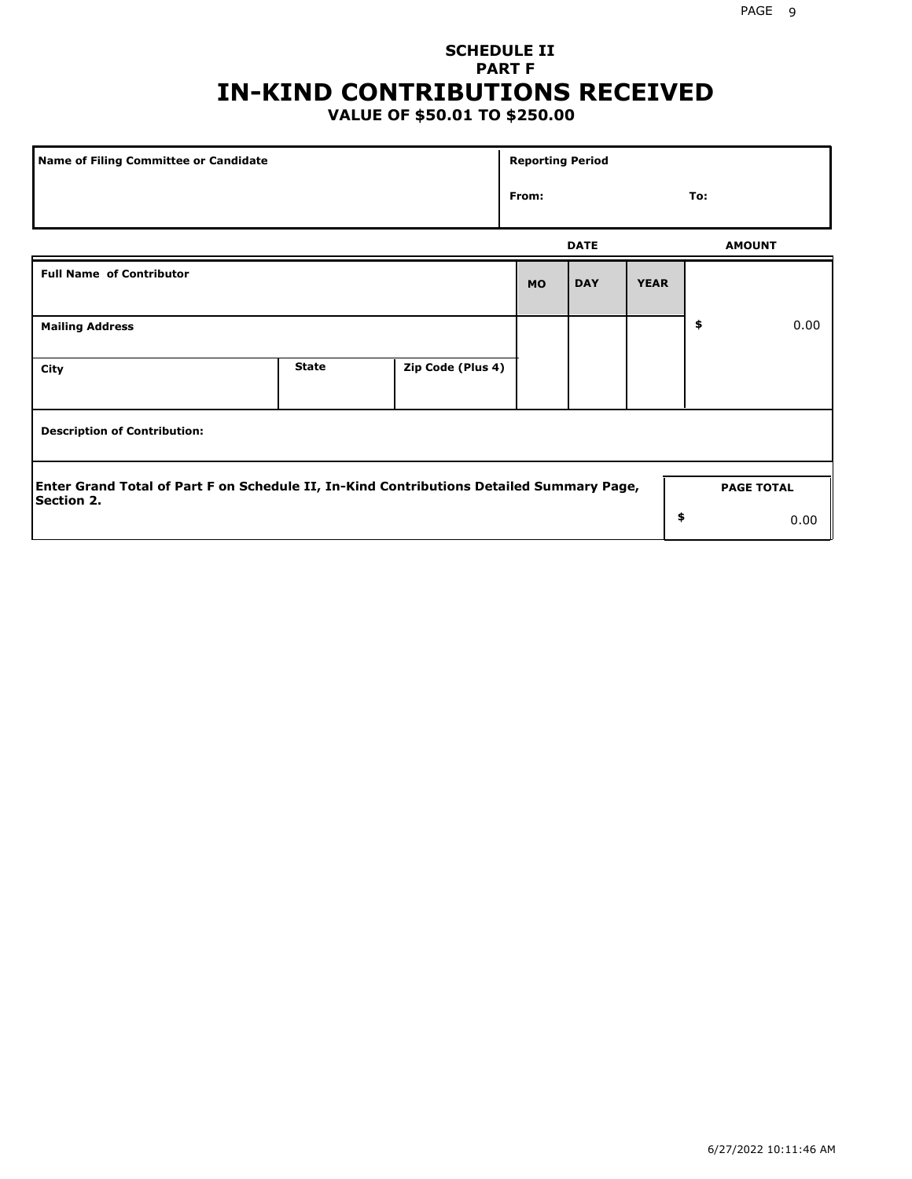# SCHEDULE II
## PART F
# IN-KIND CONTRIBUTIONS RECEIVED
### VALUE OF $50.01 TO $250.00

| Name of Filing Committee or Candidate | Reporting Period |
|---|---|
| | From: To: |

| Full Name of Contributor | | | DATE MO | DAY | YEAR | AMOUNT |
|---|---|---|---|---|---|---|
| Mailing Address | | | | | | $ 0.00 |
| City | State | Zip Code (Plus 4) | | | | |
| Description of Contribution: | | | | | | |

| Enter Grand Total of Part F on Schedule II, In-Kind Contributions Detailed Summary Page, Section 2. | PAGE TOTAL |
|---|---|
| | $ 0.00 |

6/27/2022 10:11:46 AM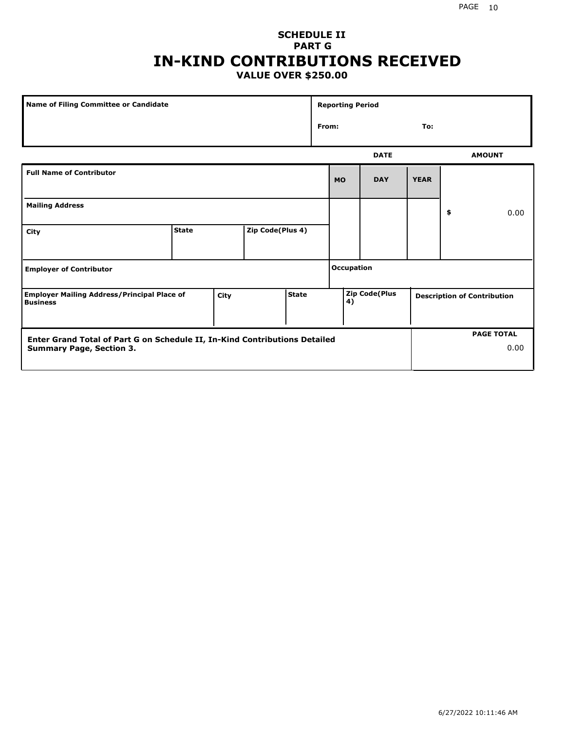## SCHEDULE II
## PART G
# IN-KIND CONTRIBUTIONS RECEIVED
### VALUE OVER $250.00

| Name of Filing Committee or Candidate | Reporting Period |
|---|---|
| | From: To: |

| Full Name of Contributor | | | DATE MO | DAY | YEAR | AMOUNT |
|---|---|---|---|---|---|---|
| Mailing Address | | | | | | $ 0.00 |
| City | State | Zip Code(Plus 4) | | | | |
| Employer of Contributor | | | Occupation | | | |

| Employer Mailing Address/Principal Place of Business | City | State | Zip Code(Plus 4) | Description of Contribution |
|---|---|---|---|---|
| | | | | |

| Enter Grand Total of Part G on Schedule II, In-Kind Contributions Detailed Summary Page, Section 3. | PAGE TOTAL |
|---|---|
| | 0.00 |

6/27/2022 10:11:46 AM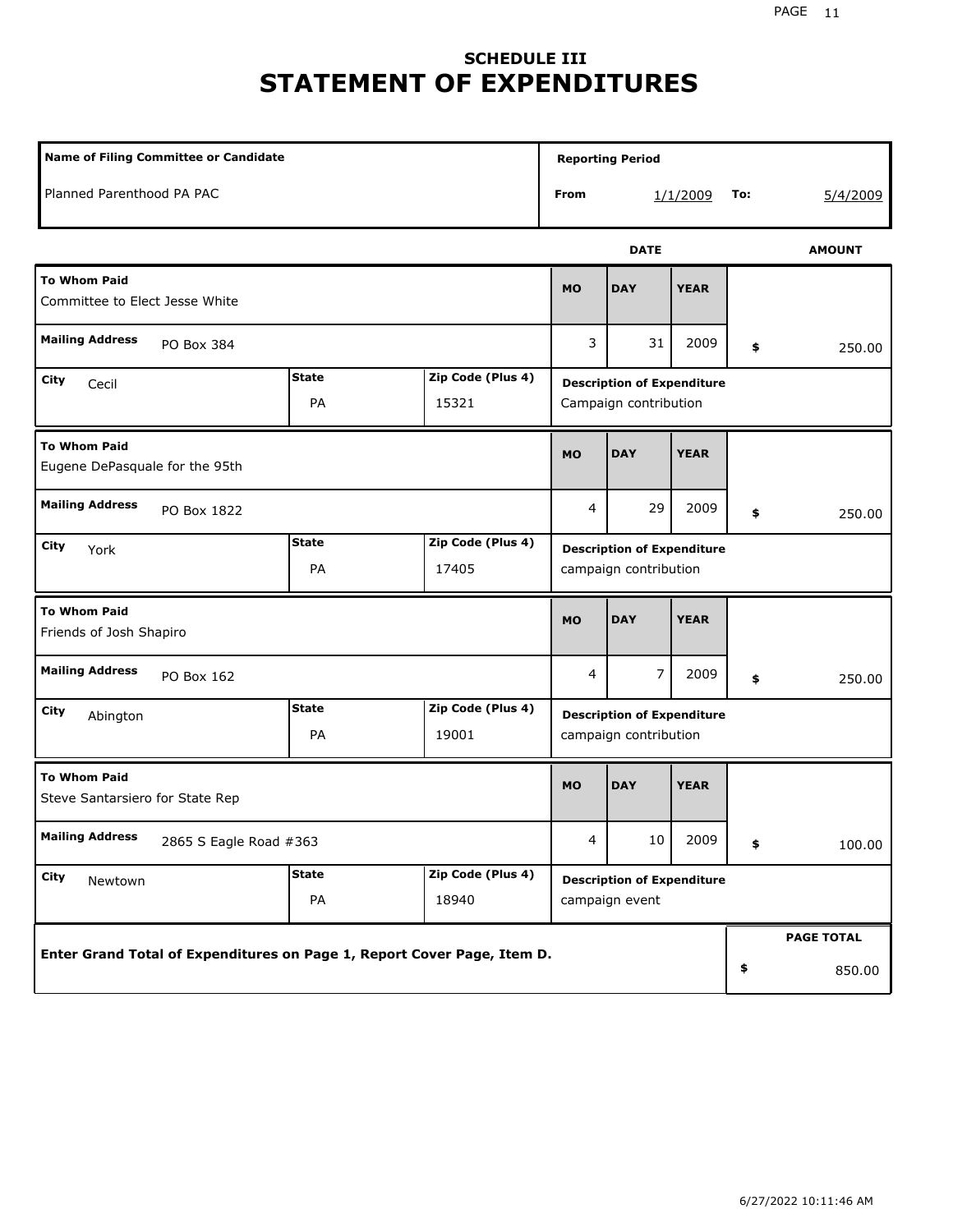## SCHEDULE III

# STATEMENT OF EXPENDITURES

| Name of Filing Committee or Candidate | Reporting Period |
| --- | --- |
| Planned Parenthood PA PAC | From 1/1/2009 To: 5/4/2009 |

| To Whom Paid | Mailing Address | City | State | Zip Code (Plus 4) | MO | DAY | YEAR | Description of Expenditure | AMOUNT |
| --- | --- | --- | --- | --- | --- | --- | --- | --- | --- |
| Committee to Elect Jesse White | PO Box 384 | Cecil | PA | 15321 | 3 | 31 | 2009 | Campaign contribution | $ 250.00 |
| Eugene DePasquale for the 95th | PO Box 1822 | York | PA | 17405 | 4 | 29 | 2009 | campaign contribution | $ 250.00 |
| Friends of Josh Shapiro | PO Box 162 | Abington | PA | 19001 | 4 | 7 | 2009 | campaign contribution | $ 250.00 |
| Steve Santarsiero for State Rep | 2865 S Eagle Road #363 | Newtown | PA | 18940 | 4 | 10 | 2009 | campaign event | $ 100.00 |

**Enter Grand Total of Expenditures on Page 1, Report Cover Page, Item D.**

**PAGE TOTAL** $ 850.00

6/27/2022 10:11:46 AM